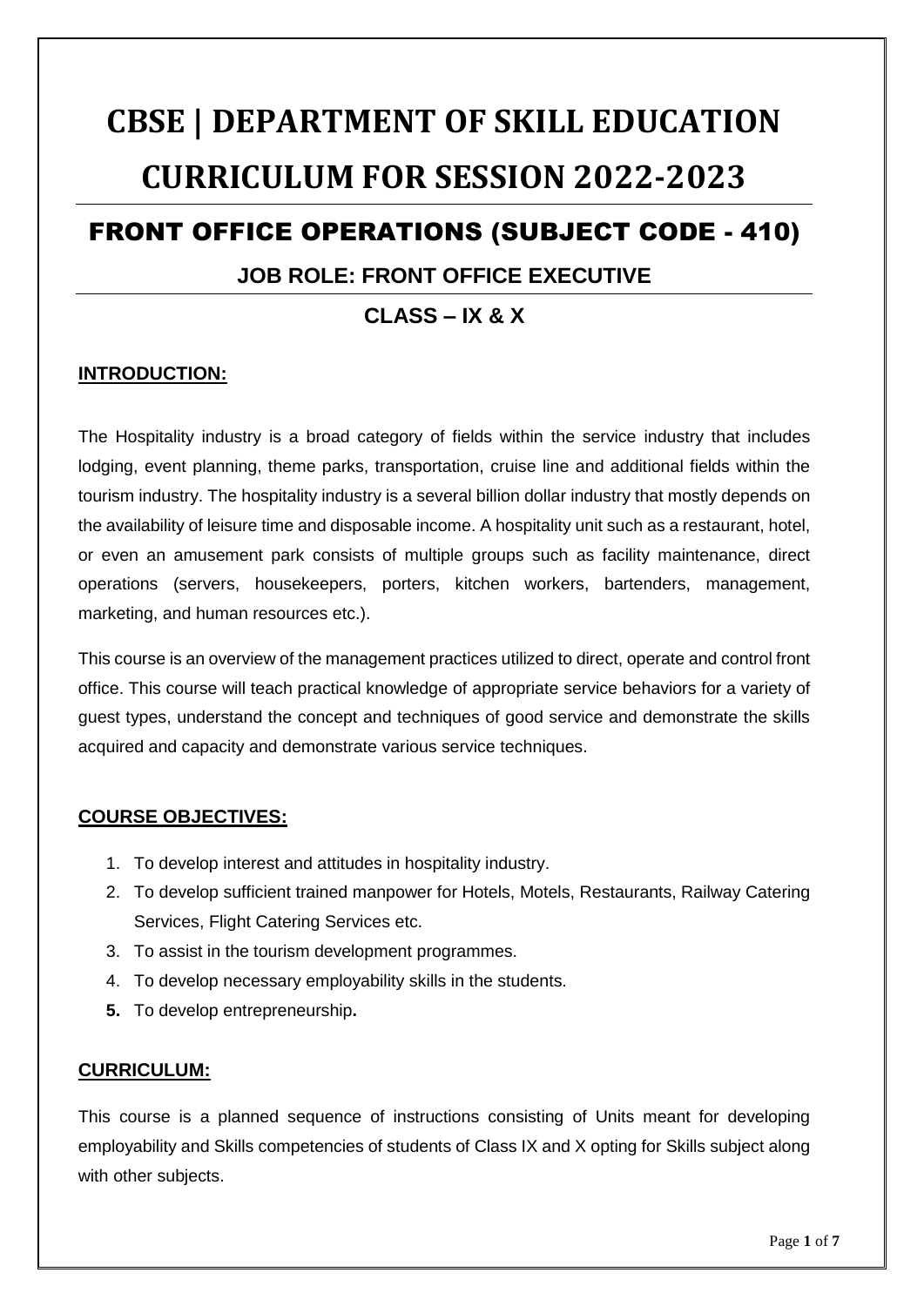# CBSE | DEPARTMENT OF SKILL EDUCATION CURRICULUM FOR SESSION 2022-2023

## FRONT OFFICE OPERATIONS (SUBJECT CODE - 410)

### JOB ROLE: FRONT OFFICE EXECUTIVE

### CLASS – IX & X

**INTRODUCTION:**

The Hospitality industry is a broad category of fields within the service industry that includes lodging, event planning, theme parks, transportation, cruise line and additional fields within the tourism industry. The hospitality industry is a several billion dollar industry that mostly depends on the availability of leisure time and disposable income. A hospitality unit such as a restaurant, hotel, or even an amusement park consists of multiple groups such as facility maintenance, direct operations (servers, housekeepers, porters, kitchen workers, bartenders, management, marketing, and human resources etc.).

This course is an overview of the management practices utilized to direct, operate and control front office. This course will teach practical knowledge of appropriate service behaviors for a variety of guest types, understand the concept and techniques of good service and demonstrate the skills acquired and capacity and demonstrate various service techniques.

**COURSE OBJECTIVES:**

1. To develop interest and attitudes in hospitality industry.
2. To develop sufficient trained manpower for Hotels, Motels, Restaurants, Railway Catering Services, Flight Catering Services etc.
3. To assist in the tourism development programmes.
4. To develop necessary employability skills in the students.
5. To develop entrepreneurship**.**

**CURRICULUM:**

This course is a planned sequence of instructions consisting of Units meant for developing employability and Skills competencies of students of Class IX and X opting for Skills subject along with other subjects.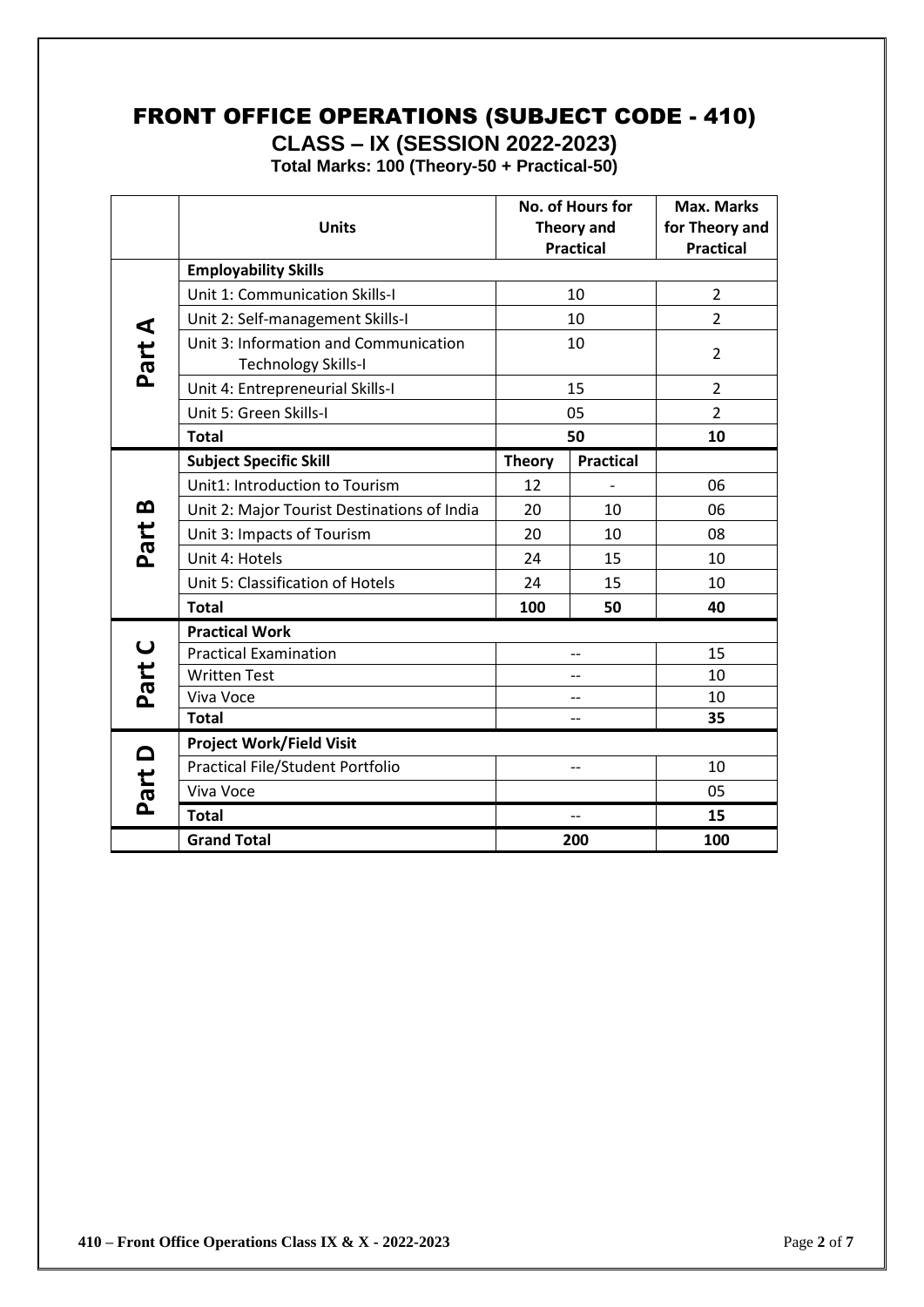# FRONT OFFICE OPERATIONS (SUBJECT CODE - 410)

## CLASS – IX (SESSION 2022-2023)

**Total Marks: 100 (Theory-50 + Practical-50)**

| | Units | No. of Hours for Theory and Practical | | Max. Marks for Theory and Practical |
|---|---|---|---|---|
| Part A | **Employability Skills** | | | |
| | Unit 1: Communication Skills-I | 10 | | 2 |
| | Unit 2: Self-management Skills-I | 10 | | 2 |
| | Unit 3: Information and Communication Technology Skills-I | 10 | | 2 |
| | Unit 4: Entrepreneurial Skills-I | 15 | | 2 |
| | Unit 5: Green Skills-I | 05 | | 2 |
| | **Total** | **50** | | **10** |
| Part B | **Subject Specific Skill** | **Theory** | **Practical** | |
| | Unit1: Introduction to Tourism | 12 | - | 06 |
| | Unit 2: Major Tourist Destinations of India | 20 | 10 | 06 |
| | Unit 3: Impacts of Tourism | 20 | 10 | 08 |
| | Unit 4: Hotels | 24 | 15 | 10 |
| | Unit 5: Classification of Hotels | 24 | 15 | 10 |
| | **Total** | **100** | **50** | **40** |
| Part C | **Practical Work** | | | |
| | Practical Examination | -- | | 15 |
| | Written Test | -- | | 10 |
| | Viva Voce | -- | | 10 |
| | **Total** | -- | | **35** |
| Part D | **Project Work/Field Visit** | | | |
| | Practical File/Student Portfolio | -- | | 10 |
| | Viva Voce | | | 05 |
| | **Total** | -- | | **15** |
| | **Grand Total** | **200** | | **100** |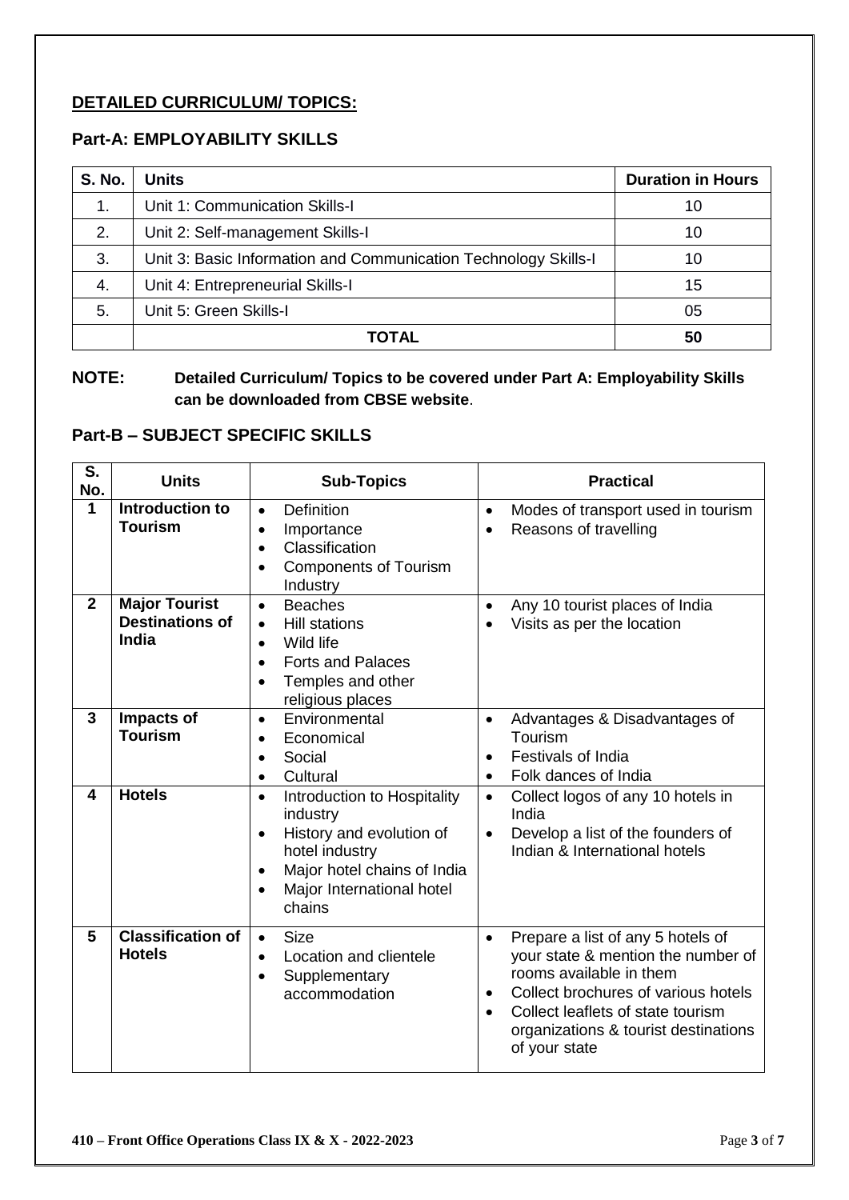## DETAILED CURRICULUM/ TOPICS:

### Part-A: EMPLOYABILITY SKILLS

| S. No. | Units | Duration in Hours |
|---|---|---|
| 1. | Unit 1: Communication Skills-I | 10 |
| 2. | Unit 2: Self-management Skills-I | 10 |
| 3. | Unit 3: Basic Information and Communication Technology Skills-I | 10 |
| 4. | Unit 4: Entrepreneurial Skills-I | 15 |
| 5. | Unit 5: Green Skills-I | 05 |
| | **TOTAL** | **50** |

**NOTE:** **Detailed Curriculum/ Topics to be covered under Part A: Employability Skills can be downloaded from CBSE website**.

### Part-B – SUBJECT SPECIFIC SKILLS

| S. No. | Units | Sub-Topics | Practical |
|---|---|---|---|
| **1** | **Introduction to Tourism** | • Definition<br>• Importance<br>• Classification<br>• Components of Tourism Industry | • Modes of transport used in tourism<br>• Reasons of travelling |
| **2** | **Major Tourist Destinations of India** | • Beaches<br>• Hill stations<br>• Wild life<br>• Forts and Palaces<br>• Temples and other religious places | • Any 10 tourist places of India<br>• Visits as per the location |
| **3** | **Impacts of Tourism** | • Environmental<br>• Economical<br>• Social<br>• Cultural | • Advantages & Disadvantages of Tourism<br>• Festivals of India<br>• Folk dances of India |
| **4** | **Hotels** | • Introduction to Hospitality industry<br>• History and evolution of hotel industry<br>• Major hotel chains of India<br>• Major International hotel chains | • Collect logos of any 10 hotels in India<br>• Develop a list of the founders of Indian & International hotels |
| **5** | **Classification of Hotels** | • Size<br>• Location and clientele<br>• Supplementary accommodation | • Prepare a list of any 5 hotels of your state & mention the number of rooms available in them<br>• Collect brochures of various hotels<br>• Collect leaflets of state tourism organizations & tourist destinations of your state |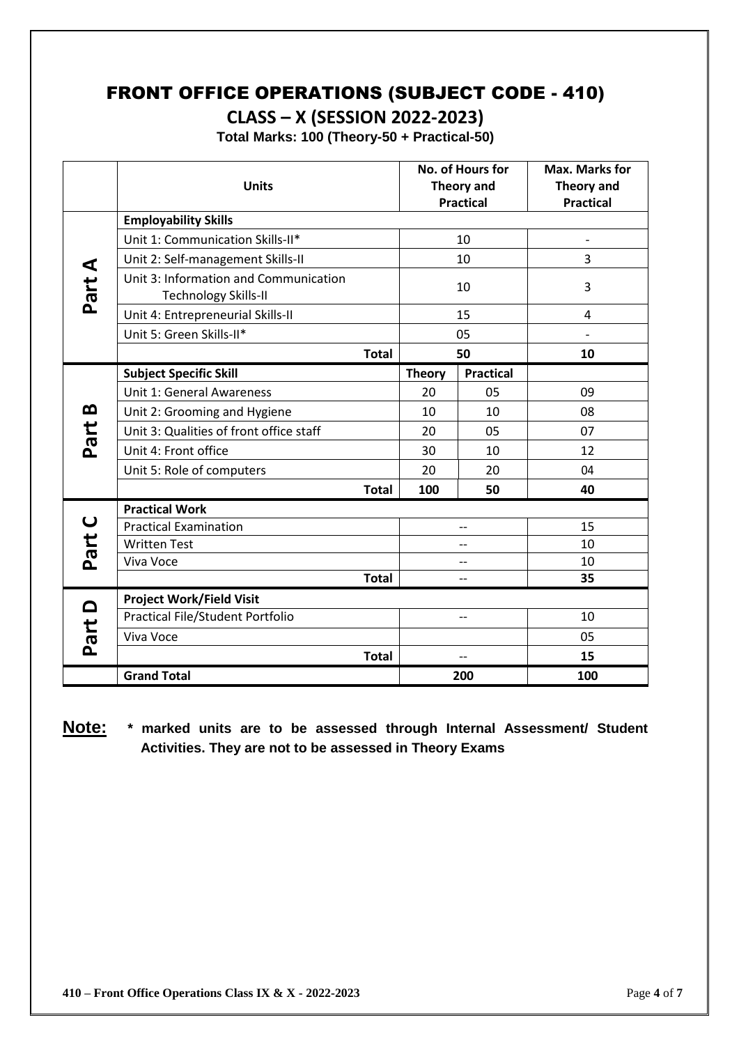# FRONT OFFICE OPERATIONS (SUBJECT CODE - 410)

## CLASS – X (SESSION 2022-2023)

**Total Marks: 100 (Theory-50 + Practical-50)**

| | Units | No. of Hours for Theory and Practical | | Max. Marks for Theory and Practical |
|---|---|---|---|---|
| Part A | **Employability Skills** | | | |
| | Unit 1: Communication Skills-II* | 10 | | - |
| | Unit 2: Self-management Skills-II | 10 | | 3 |
| | Unit 3: Information and Communication Technology Skills-II | 10 | | 3 |
| | Unit 4: Entrepreneurial Skills-II | 15 | | 4 |
| | Unit 5: Green Skills-II* | 05 | | - |
| | **Total** | **50** | | **10** |
| Part B | **Subject Specific Skill** | **Theory** | **Practical** | |
| | Unit 1: General Awareness | 20 | 05 | 09 |
| | Unit 2: Grooming and Hygiene | 10 | 10 | 08 |
| | Unit 3: Qualities of front office staff | 20 | 05 | 07 |
| | Unit 4: Front office | 30 | 10 | 12 |
| | Unit 5: Role of computers | 20 | 20 | 04 |
| | **Total** | **100** | **50** | **40** |
| Part C | **Practical Work** | | | |
| | Practical Examination | -- | | 15 |
| | Written Test | -- | | 10 |
| | Viva Voce | -- | | 10 |
| | **Total** | -- | | **35** |
| Part D | **Project Work/Field Visit** | | | |
| | Practical File/Student Portfolio | -- | | 10 |
| | Viva Voce | | | 05 |
| | **Total** | -- | | **15** |
| | **Grand Total** | **200** | | **100** |

**Note:** **\* marked units are to be assessed through Internal Assessment/ Student Activities. They are not to be assessed in Theory Exams**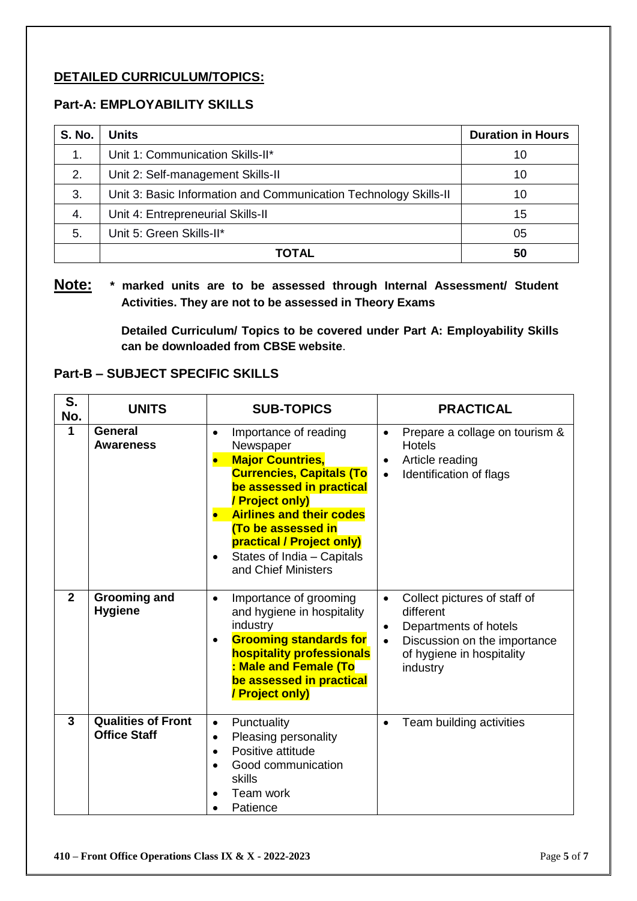## DETAILED CURRICULUM/TOPICS:

### Part-A: EMPLOYABILITY SKILLS

| S. No. | Units | Duration in Hours |
|---|---|---|
| 1. | Unit 1: Communication Skills-II* | 10 |
| 2. | Unit 2: Self-management Skills-II | 10 |
| 3. | Unit 3: Basic Information and Communication Technology Skills-II | 10 |
| 4. | Unit 4: Entrepreneurial Skills-II | 15 |
| 5. | Unit 5: Green Skills-II* | 05 |
| | **TOTAL** | **50** |

**Note:** **\* marked units are to be assessed through Internal Assessment/ Student Activities. They are not to be assessed in Theory Exams**

**Detailed Curriculum/ Topics to be covered under Part A: Employability Skills can be downloaded from CBSE website**.

### Part-B – SUBJECT SPECIFIC SKILLS

| S. No. | UNITS | SUB-TOPICS | PRACTICAL |
|---|---|---|---|
| 1 | **General Awareness** | • Importance of reading Newspaper<br>• **Major Countries, Currencies, Capitals (To be assessed in practical / Project only)**<br>• **Airlines and their codes (To be assessed in practical / Project only)**<br>• States of India – Capitals and Chief Ministers | • Prepare a collage on tourism & Hotels<br>• Article reading<br>• Identification of flags |
| 2 | **Grooming and Hygiene** | • Importance of grooming and hygiene in hospitality industry<br>• **Grooming standards for hospitality professionals : Male and Female (To be assessed in practical / Project only)** | • Collect pictures of staff of different<br>• Departments of hotels<br>• Discussion on the importance of hygiene in hospitality industry |
| 3 | **Qualities of Front Office Staff** | • Punctuality<br>• Pleasing personality<br>• Positive attitude<br>• Good communication skills<br>• Team work<br>• Patience | • Team building activities |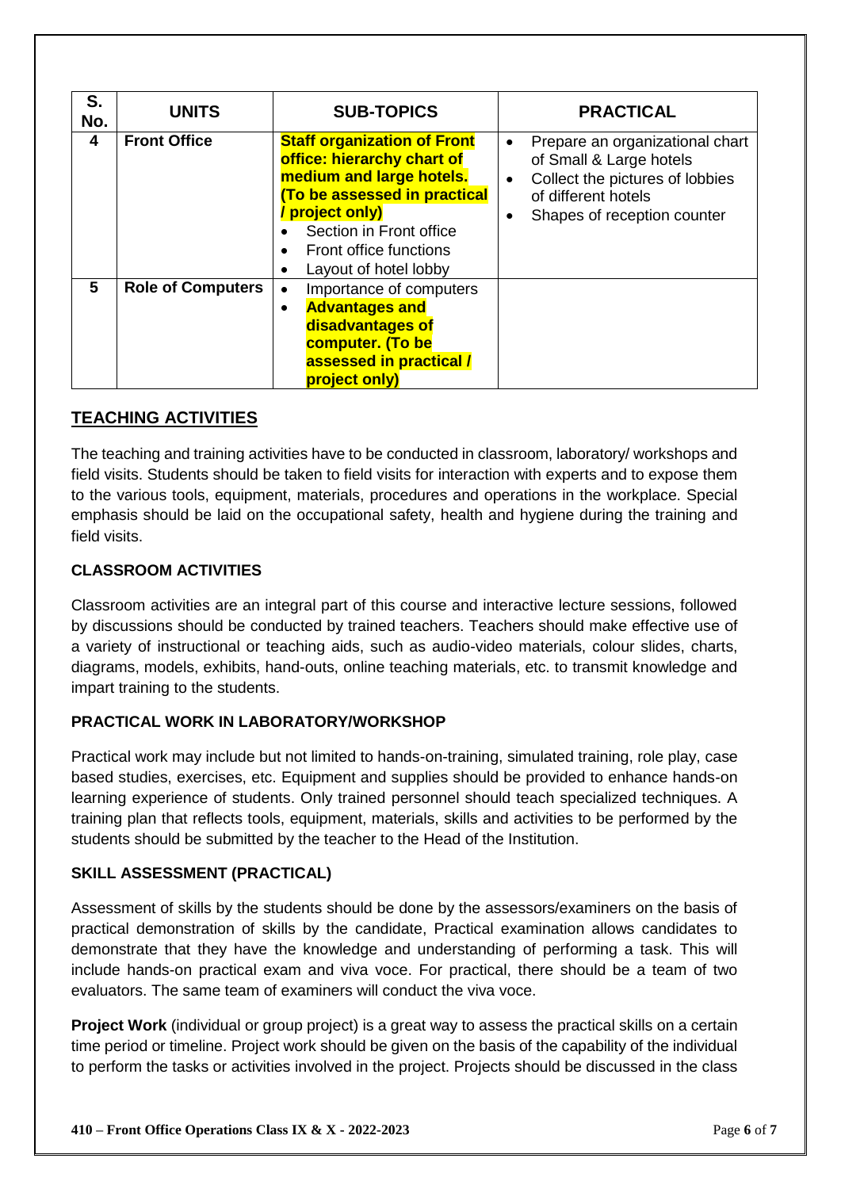| S. No. | UNITS | SUB-TOPICS | PRACTICAL |
|---|---|---|---|
| 4 | Front Office | **Staff organization of Front office: hierarchy chart of medium and large hotels. (To be assessed in practical / project only)** • Section in Front office • Front office functions • Layout of hotel lobby | • Prepare an organizational chart of Small & Large hotels • Collect the pictures of lobbies of different hotels • Shapes of reception counter |
| 5 | Role of Computers | • Importance of computers • **Advantages and disadvantages of computer. (To be assessed in practical / project only)** | |

## TEACHING ACTIVITIES

The teaching and training activities have to be conducted in classroom, laboratory/ workshops and field visits. Students should be taken to field visits for interaction with experts and to expose them to the various tools, equipment, materials, procedures and operations in the workplace. Special emphasis should be laid on the occupational safety, health and hygiene during the training and field visits.

### CLASSROOM ACTIVITIES

Classroom activities are an integral part of this course and interactive lecture sessions, followed by discussions should be conducted by trained teachers. Teachers should make effective use of a variety of instructional or teaching aids, such as audio-video materials, colour slides, charts, diagrams, models, exhibits, hand-outs, online teaching materials, etc. to transmit knowledge and impart training to the students.

### PRACTICAL WORK IN LABORATORY/WORKSHOP

Practical work may include but not limited to hands-on-training, simulated training, role play, case based studies, exercises, etc. Equipment and supplies should be provided to enhance hands-on learning experience of students. Only trained personnel should teach specialized techniques. A training plan that reflects tools, equipment, materials, skills and activities to be performed by the students should be submitted by the teacher to the Head of the Institution.

### SKILL ASSESSMENT (PRACTICAL)

Assessment of skills by the students should be done by the assessors/examiners on the basis of practical demonstration of skills by the candidate, Practical examination allows candidates to demonstrate that they have the knowledge and understanding of performing a task. This will include hands-on practical exam and viva voce. For practical, there should be a team of two evaluators. The same team of examiners will conduct the viva voce.

**Project Work** (individual or group project) is a great way to assess the practical skills on a certain time period or timeline. Project work should be given on the basis of the capability of the individual to perform the tasks or activities involved in the project. Projects should be discussed in the class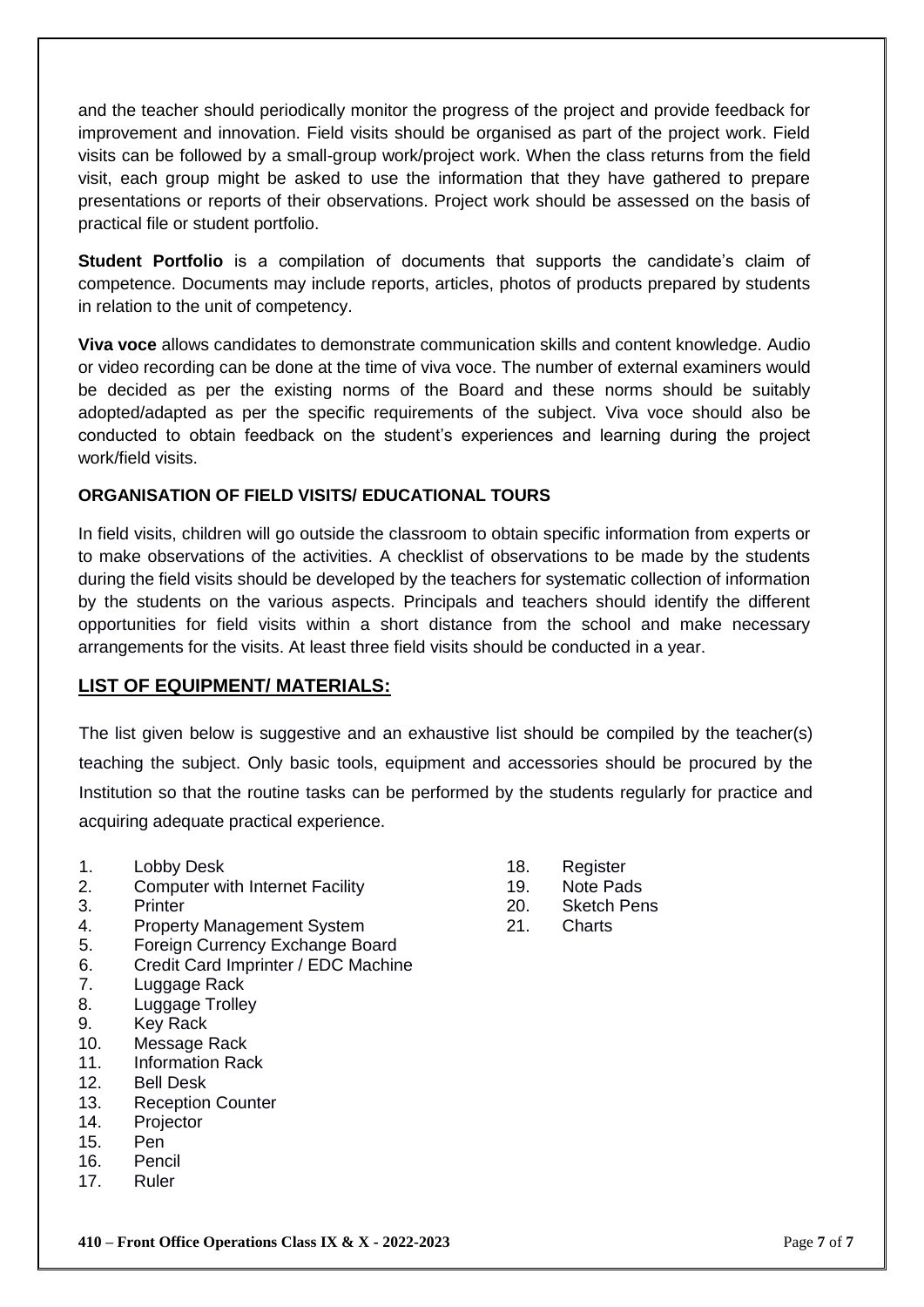and the teacher should periodically monitor the progress of the project and provide feedback for improvement and innovation. Field visits should be organised as part of the project work. Field visits can be followed by a small-group work/project work. When the class returns from the field visit, each group might be asked to use the information that they have gathered to prepare presentations or reports of their observations. Project work should be assessed on the basis of practical file or student portfolio.

**Student Portfolio** is a compilation of documents that supports the candidate's claim of competence. Documents may include reports, articles, photos of products prepared by students in relation to the unit of competency.

**Viva voce** allows candidates to demonstrate communication skills and content knowledge. Audio or video recording can be done at the time of viva voce. The number of external examiners would be decided as per the existing norms of the Board and these norms should be suitably adopted/adapted as per the specific requirements of the subject. Viva voce should also be conducted to obtain feedback on the student's experiences and learning during the project work/field visits.

**ORGANISATION OF FIELD VISITS/ EDUCATIONAL TOURS**

In field visits, children will go outside the classroom to obtain specific information from experts or to make observations of the activities. A checklist of observations to be made by the students during the field visits should be developed by the teachers for systematic collection of information by the students on the various aspects. Principals and teachers should identify the different opportunities for field visits within a short distance from the school and make necessary arrangements for the visits. At least three field visits should be conducted in a year.

## LIST OF EQUIPMENT/ MATERIALS:

The list given below is suggestive and an exhaustive list should be compiled by the teacher(s) teaching the subject. Only basic tools, equipment and accessories should be procured by the Institution so that the routine tasks can be performed by the students regularly for practice and acquiring adequate practical experience.

1. Lobby Desk
2. Computer with Internet Facility
3. Printer
4. Property Management System
5. Foreign Currency Exchange Board
6. Credit Card Imprinter / EDC Machine
7. Luggage Rack
8. Luggage Trolley
9. Key Rack
10. Message Rack
11. Information Rack
12. Bell Desk
13. Reception Counter
14. Projector
15. Pen
16. Pencil
17. Ruler
18. Register
19. Note Pads
20. Sketch Pens
21. Charts